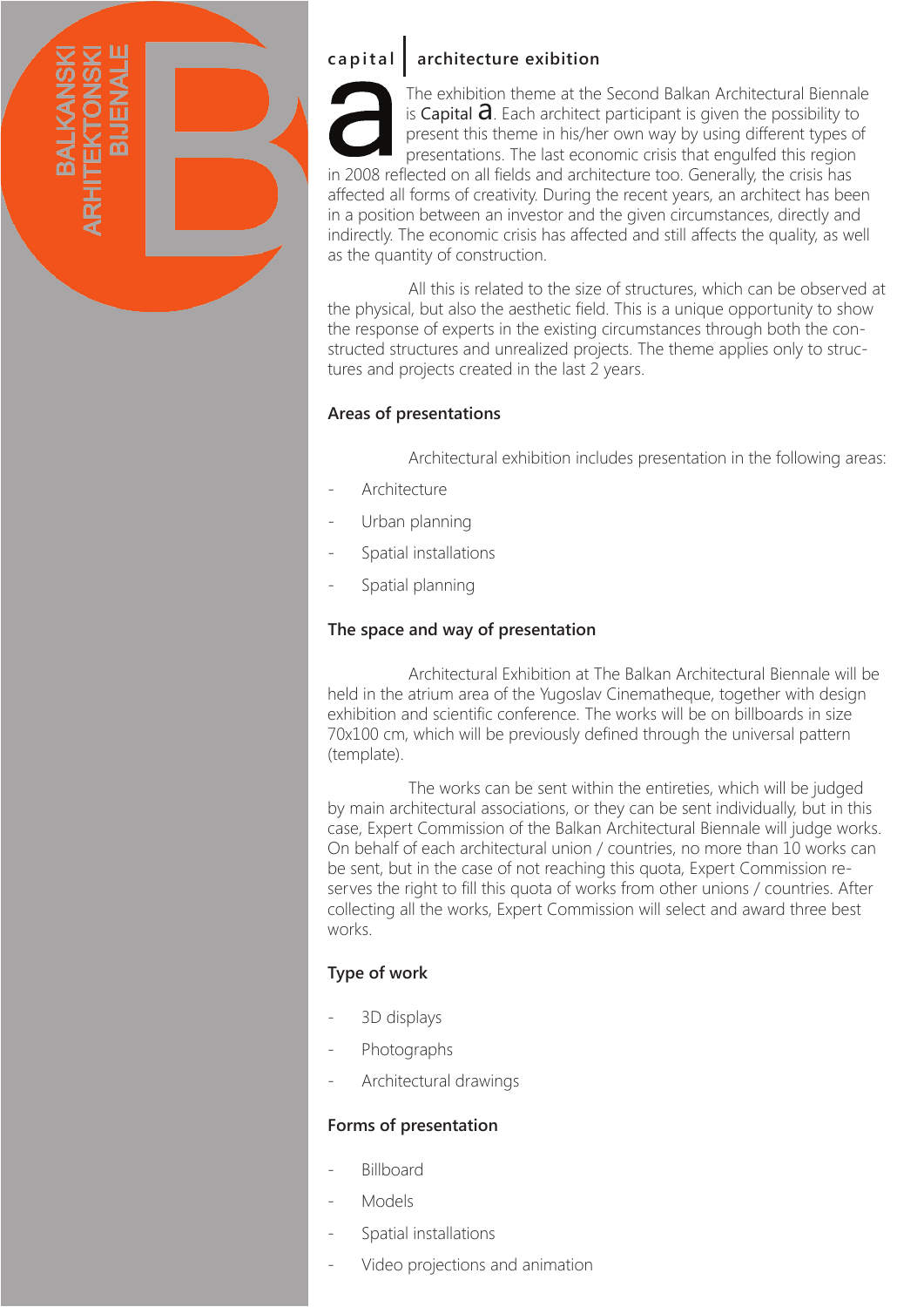BALKANSKI ARHITEKTONSKI BIJENALE

## capital | architecture exibition

The exhibition theme at the Second Balkan Architectural Biennale is Capital a. Each architect participant is given the possibility to present this theme in his/her own way by using different types of presentations. The last economic crisis that engulfed this region in 2008 reflected on all fields and architecture too. Generally, the crisis has affected all forms of creativity. During the recent years, an architect has been in a position between an investor and the given circumstances, directly and indirectly. The economic crisis has affected and still affects the quality, as well as the quantity of construction.

All this is related to the size of structures, which can be observed at the physical, but also the aesthetic field. This is a unique opportunity to show the response of experts in the existing circumstances through both the constructed structures and unrealized projects. The theme applies only to structures and projects created in the last 2 years.

### Areas of presentations

Architectural exhibition includes presentation in the following areas:

- Architecture
- Urban planning
- Spatial installations
- Spatial planning

### The space and way of presentation

Architectural Exhibition at The Balkan Architectural Biennale will be held in the atrium area of the Yugoslav Cinematheque, together with design exhibition and scientific conference. The works will be on billboards in size 70x100 cm, which will be previously defined through the universal pattern (template).

The works can be sent within the entireties, which will be judged by main architectural associations, or they can be sent individually, but in this case, Expert Commission of the Balkan Architectural Biennale will judge works. On behalf of each architectural union / countries, no more than 10 works can be sent, but in the case of not reaching this quota, Expert Commission reserves the right to fill this quota of works from other unions / countries. After collecting all the works, Expert Commission will select and award three best works.

### Type of work

- 3D displays
- Photographs
- Architectural drawings

### Forms of presentation

- Billboard
- Models
- Spatial installations
- Video projections and animation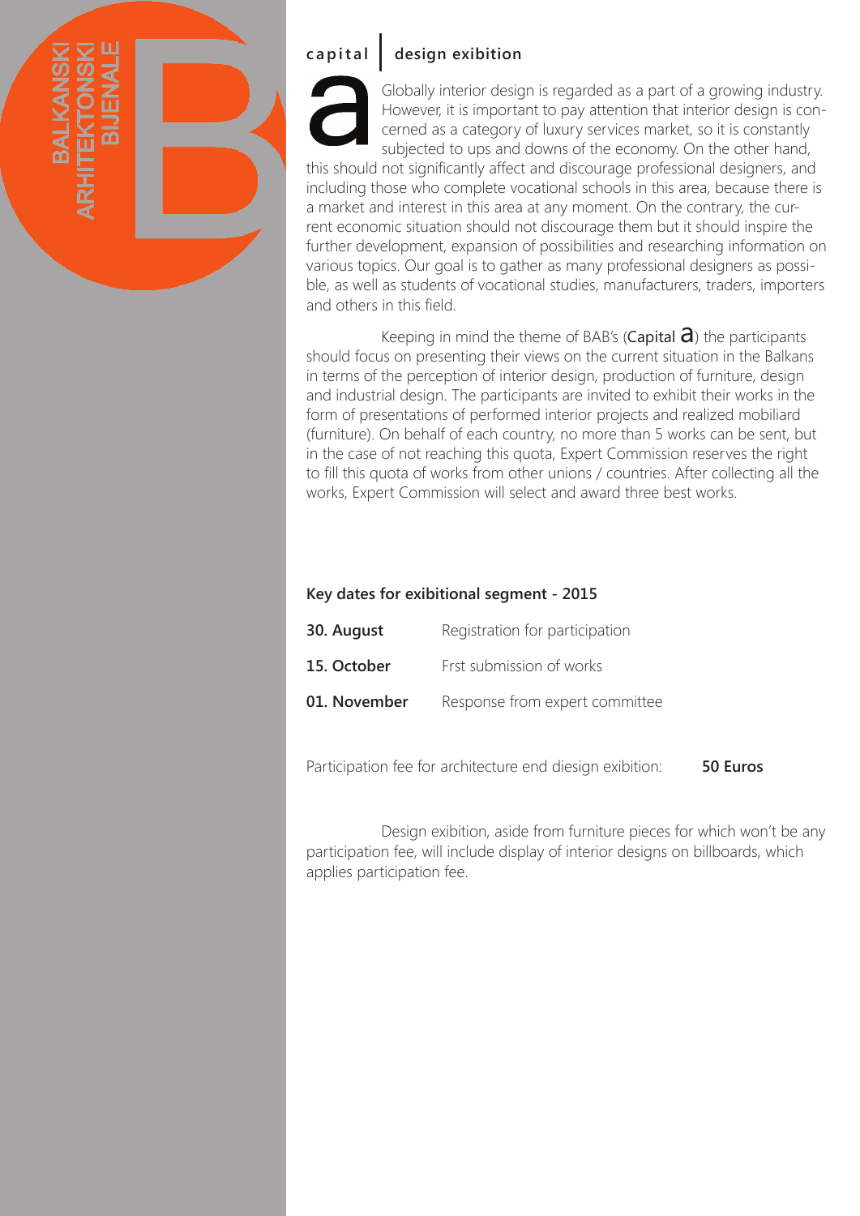**capital | design exibition**

a Globally interior design is regarded as a part of a growing industry. However, it is important to pay attention that interior design is concerned as a category of luxury services market, so it is constantly subjected to ups and downs of the economy. On the other hand, this should not significantly affect and discourage professional designers, and including those who complete vocational schools in this area, because there is a market and interest in this area at any moment. On the contrary, the current economic situation should not discourage them but it should inspire the further development, expansion of possibilities and researching information on various topics. Our goal is to gather as many professional designers as possible, as well as students of vocational studies, manufacturers, traders, importers and others in this field.

Keeping in mind the theme of BAB's (**Capital a**) the participants should focus on presenting their views on the current situation in the Balkans in terms of the perception of interior design, production of furniture, design and industrial design. The participants are invited to exhibit their works in the form of presentations of performed interior projects and realized mobiliard (furniture). On behalf of each country, no more than 5 works can be sent, but in the case of not reaching this quota, Expert Commission reserves the right to fill this quota of works from other unions / countries. After collecting all the works, Expert Commission will select and award three best works.

**Key dates for exibitional segment - 2015**

| | |
|---|---|
| **30. August** | Registration for participation |
| **15. October** | Frst submission of works |
| **01. November** | Response from expert committee |

Participation fee for architecture end diesign exibition: **50 Euros**

Design exibition, aside from furniture pieces for which won't be any participation fee, will include display of interior designs on billboards, which applies participation fee.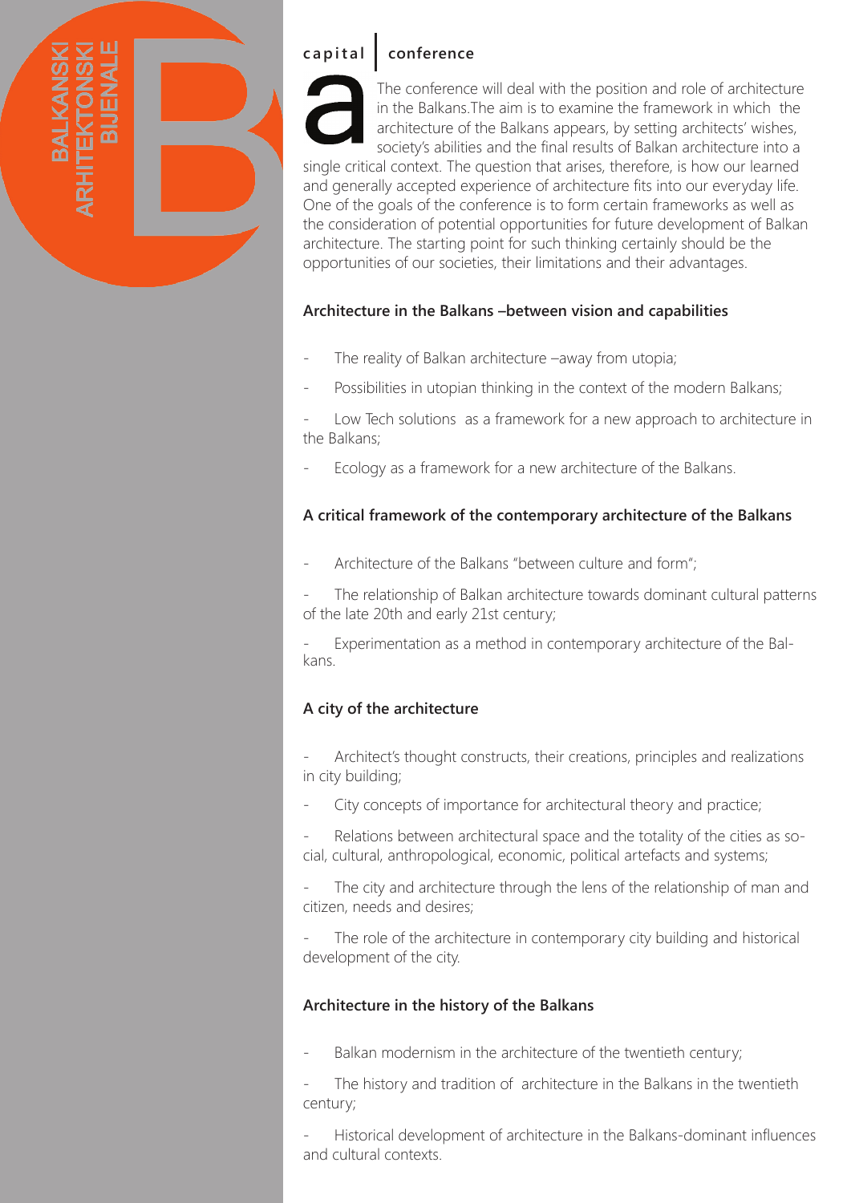capital | conference

The conference will deal with the position and role of architecture in the Balkans.The aim is to examine the framework in which the architecture of the Balkans appears, by setting architects' wishes, society's abilities and the final results of Balkan architecture into a single critical context. The question that arises, therefore, is how our learned and generally accepted experience of architecture fits into our everyday life. One of the goals of the conference is to form certain frameworks as well as the consideration of potential opportunities for future development of Balkan architecture. The starting point for such thinking certainly should be the opportunities of our societies, their limitations and their advantages.

**Architecture in the Balkans –between vision and capabilities**

- The reality of Balkan architecture –away from utopia;
- Possibilities in utopian thinking in the context of the modern Balkans;
- Low Tech solutions as a framework for a new approach to architecture in the Balkans;
- Ecology as a framework for a new architecture of the Balkans.

**A critical framework of the contemporary architecture of the Balkans**

- Architecture of the Balkans "between culture and form";
- The relationship of Balkan architecture towards dominant cultural patterns of the late 20th and early 21st century;
- Experimentation as a method in contemporary architecture of the Balkans.

**A city of the architecture**

- Architect's thought constructs, their creations, principles and realizations in city building;
- City concepts of importance for architectural theory and practice;
- Relations between architectural space and the totality of the cities as social, cultural, anthropological, economic, political artefacts and systems;
- The city and architecture through the lens of the relationship of man and citizen, needs and desires;
- The role of the architecture in contemporary city building and historical development of the city.

**Architecture in the history of the Balkans**

- Balkan modernism in the architecture of the twentieth century;
- The history and tradition of architecture in the Balkans in the twentieth century;
- Historical development of architecture in the Balkans-dominant influences and cultural contexts.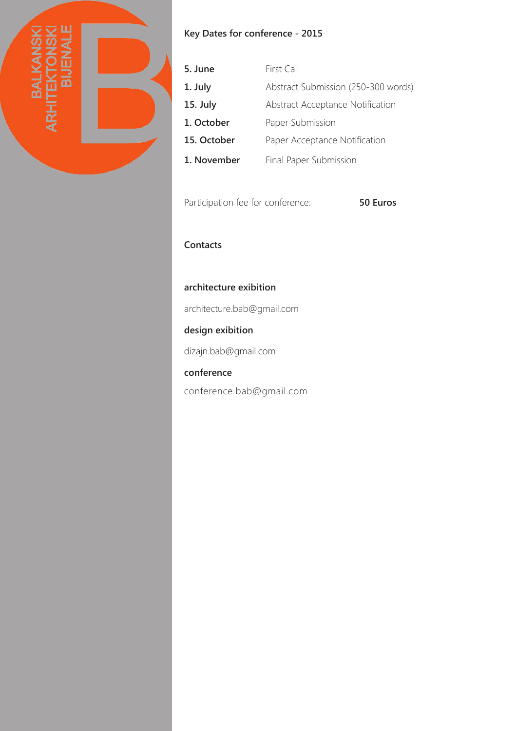**Key Dates for conference - 2015**

| | |
|---|---|
| **5. June** | First Call |
| **1. July** | Abstract Submission (250-300 words) |
| **15. July** | Abstract Acceptance Notification |
| **1. October** | Paper Submission |
| **15. October** | Paper Acceptance Notification |
| **1. November** | Final Paper Submission |

Participation fee for conference: **50 Euros**

**Contacts**

**architecture exibition**

architecture.bab@gmail.com

**design exibition**

dizajn.bab@gmail.com

**conference**

conference.bab@gmail.com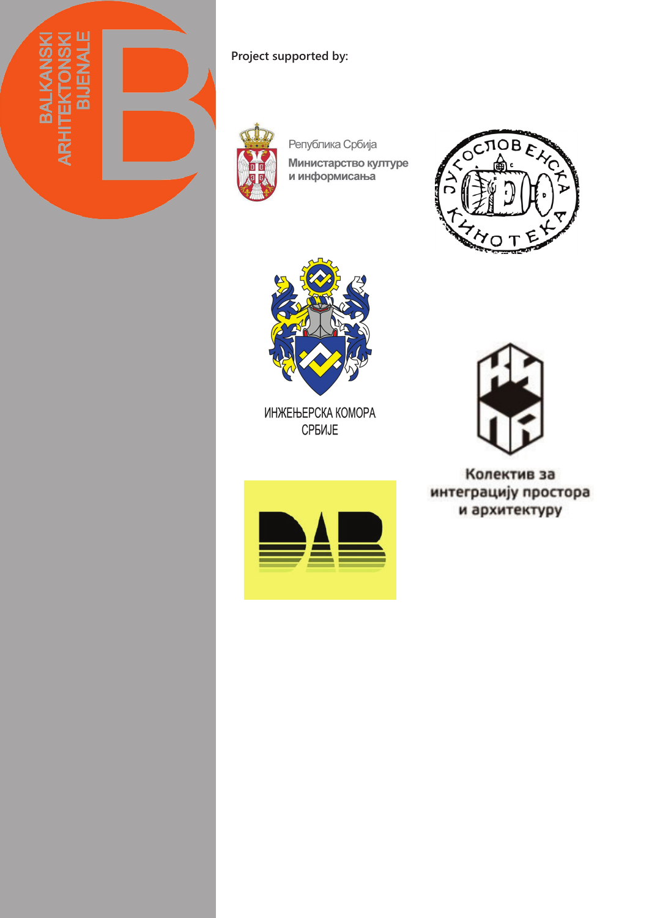BALKANSKI
ARHITEKTONSKI
BIJENALE

**Project supported by:**

Република Србија
Министарство културе
и информисања

ЈУГОСЛОВЕНСКА КИНОТЕКА

ИНЖЕЊЕРСКА КОМОРА
СРБИЈЕ

Колектив за
интеграцију простора
и архитектуру

DAB